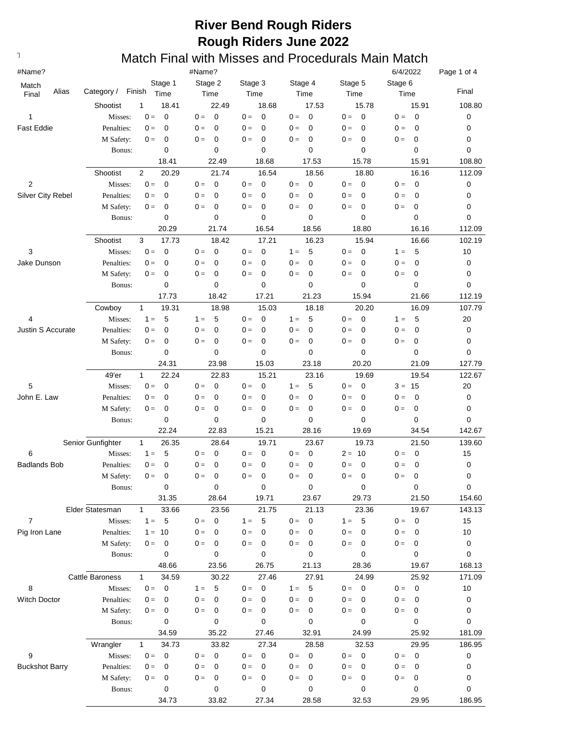# River Bend Rough Riders
# Rough Riders June 2022
## Match Final with Misses and Procedurals Main Match

#Name? #Name? 6/4/2022

| Match Final | Alias | Category / | Finish | Stage 1 Time | Stage 2 Time | Stage 3 Time | Stage 4 Time | Stage 5 Time | Stage 6 Time | Final |
|---|---|---|---|---|---|---|---|---|---|---|
| | | Shootist | 1 | 18.41 | 22.49 | 18.68 | 17.53 | 15.78 | 15.91 | 108.80 |
| 1 | | Misses: | | 0 = 0 | 0 = 0 | 0 = 0 | 0 = 0 | 0 = 0 | 0 = 0 | 0 |
| Fast Eddie | | Penalties: | | 0 = 0 | 0 = 0 | 0 = 0 | 0 = 0 | 0 = 0 | 0 = 0 | 0 |
| | | M Safety: | | 0 = 0 | 0 = 0 | 0 = 0 | 0 = 0 | 0 = 0 | 0 = 0 | 0 |
| | | Bonus: | | 0 | 0 | 0 | 0 | 0 | 0 | 0 |
| | | | | 18.41 | 22.49 | 18.68 | 17.53 | 15.78 | 15.91 | 108.80 |
| | | Shootist | 2 | 20.29 | 21.74 | 16.54 | 18.56 | 18.80 | 16.16 | 112.09 |
| 2 | | Misses: | | 0 = 0 | 0 = 0 | 0 = 0 | 0 = 0 | 0 = 0 | 0 = 0 | 0 |
| Silver City Rebel | | Penalties: | | 0 = 0 | 0 = 0 | 0 = 0 | 0 = 0 | 0 = 0 | 0 = 0 | 0 |
| | | M Safety: | | 0 = 0 | 0 = 0 | 0 = 0 | 0 = 0 | 0 = 0 | 0 = 0 | 0 |
| | | Bonus: | | 0 | 0 | 0 | 0 | 0 | 0 | 0 |
| | | | | 20.29 | 21.74 | 16.54 | 18.56 | 18.80 | 16.16 | 112.09 |
| | | Shootist | 3 | 17.73 | 18.42 | 17.21 | 16.23 | 15.94 | 16.66 | 102.19 |
| 3 | | Misses: | | 0 = 0 | 0 = 0 | 0 = 0 | 1 = 5 | 0 = 0 | 1 = 5 | 10 |
| Jake Dunson | | Penalties: | | 0 = 0 | 0 = 0 | 0 = 0 | 0 = 0 | 0 = 0 | 0 = 0 | 0 |
| | | M Safety: | | 0 = 0 | 0 = 0 | 0 = 0 | 0 = 0 | 0 = 0 | 0 = 0 | 0 |
| | | Bonus: | | 0 | 0 | 0 | 0 | 0 | 0 | 0 |
| | | | | 17.73 | 18.42 | 17.21 | 21.23 | 15.94 | 21.66 | 112.19 |
| | | Cowboy | 1 | 19.31 | 18.98 | 15.03 | 18.18 | 20.20 | 16.09 | 107.79 |
| 4 | | Misses: | | 1 = 5 | 1 = 5 | 0 = 0 | 1 = 5 | 0 = 0 | 1 = 5 | 20 |
| Justin S Accurate | | Penalties: | | 0 = 0 | 0 = 0 | 0 = 0 | 0 = 0 | 0 = 0 | 0 = 0 | 0 |
| | | M Safety: | | 0 = 0 | 0 = 0 | 0 = 0 | 0 = 0 | 0 = 0 | 0 = 0 | 0 |
| | | Bonus: | | 0 | 0 | 0 | 0 | 0 | 0 | 0 |
| | | | | 24.31 | 23.98 | 15.03 | 23.18 | 20.20 | 21.09 | 127.79 |
| | | 49'er | 1 | 22.24 | 22.83 | 15.21 | 23.16 | 19.69 | 19.54 | 122.67 |
| 5 | | Misses: | | 0 = 0 | 0 = 0 | 0 = 0 | 1 = 5 | 0 = 0 | 3 = 15 | 20 |
| John E. Law | | Penalties: | | 0 = 0 | 0 = 0 | 0 = 0 | 0 = 0 | 0 = 0 | 0 = 0 | 0 |
| | | M Safety: | | 0 = 0 | 0 = 0 | 0 = 0 | 0 = 0 | 0 = 0 | 0 = 0 | 0 |
| | | Bonus: | | 0 | 0 | 0 | 0 | 0 | 0 | 0 |
| | | | | 22.24 | 22.83 | 15.21 | 28.16 | 19.69 | 34.54 | 142.67 |
| | | Senior Gunfighter | 1 | 26.35 | 28.64 | 19.71 | 23.67 | 19.73 | 21.50 | 139.60 |
| 6 | | Misses: | | 1 = 5 | 0 = 0 | 0 = 0 | 0 = 0 | 2 = 10 | 0 = 0 | 15 |
| Badlands Bob | | Penalties: | | 0 = 0 | 0 = 0 | 0 = 0 | 0 = 0 | 0 = 0 | 0 = 0 | 0 |
| | | M Safety: | | 0 = 0 | 0 = 0 | 0 = 0 | 0 = 0 | 0 = 0 | 0 = 0 | 0 |
| | | Bonus: | | 0 | 0 | 0 | 0 | 0 | 0 | 0 |
| | | | | 31.35 | 28.64 | 19.71 | 23.67 | 29.73 | 21.50 | 154.60 |
| | | Elder Statesman | 1 | 33.66 | 23.56 | 21.75 | 21.13 | 23.36 | 19.67 | 143.13 |
| 7 | | Misses: | | 1 = 5 | 0 = 0 | 1 = 5 | 0 = 0 | 1 = 5 | 0 = 0 | 15 |
| Pig Iron Lane | | Penalties: | | 1 = 10 | 0 = 0 | 0 = 0 | 0 = 0 | 0 = 0 | 0 = 0 | 10 |
| | | M Safety: | | 0 = 0 | 0 = 0 | 0 = 0 | 0 = 0 | 0 = 0 | 0 = 0 | 0 |
| | | Bonus: | | 0 | 0 | 0 | 0 | 0 | 0 | 0 |
| | | | | 48.66 | 23.56 | 26.75 | 21.13 | 28.36 | 19.67 | 168.13 |
| | | Cattle Baroness | 1 | 34.59 | 30.22 | 27.46 | 27.91 | 24.99 | 25.92 | 171.09 |
| 8 | | Misses: | | 0 = 0 | 1 = 5 | 0 = 0 | 1 = 5 | 0 = 0 | 0 = 0 | 10 |
| Witch Doctor | | Penalties: | | 0 = 0 | 0 = 0 | 0 = 0 | 0 = 0 | 0 = 0 | 0 = 0 | 0 |
| | | M Safety: | | 0 = 0 | 0 = 0 | 0 = 0 | 0 = 0 | 0 = 0 | 0 = 0 | 0 |
| | | Bonus: | | 0 | 0 | 0 | 0 | 0 | 0 | 0 |
| | | | | 34.59 | 35.22 | 27.46 | 32.91 | 24.99 | 25.92 | 181.09 |
| | | Wrangler | 1 | 34.73 | 33.82 | 27.34 | 28.58 | 32.53 | 29.95 | 186.95 |
| 9 | | Misses: | | 0 = 0 | 0 = 0 | 0 = 0 | 0 = 0 | 0 = 0 | 0 = 0 | 0 |
| Buckshot Barry | | Penalties: | | 0 = 0 | 0 = 0 | 0 = 0 | 0 = 0 | 0 = 0 | 0 = 0 | 0 |
| | | M Safety: | | 0 = 0 | 0 = 0 | 0 = 0 | 0 = 0 | 0 = 0 | 0 = 0 | 0 |
| | | Bonus: | | 0 | 0 | 0 | 0 | 0 | 0 | 0 |
| | | | | 34.73 | 33.82 | 27.34 | 28.58 | 32.53 | 29.95 | 186.95 |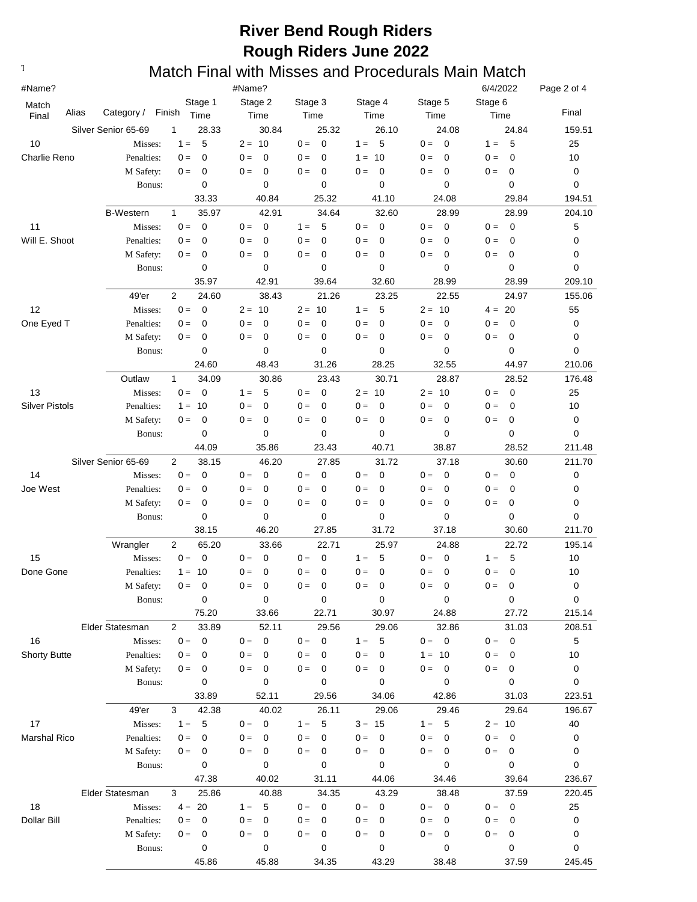# River Bend Rough Riders

# Rough Riders June 2022

## Match Final with Misses and Procedurals Main Match

#Name? #Name? 6/4/2022

| Match Final | Alias | Category / | Finish | Stage 1 Time | Stage 2 Time | Stage 3 Time | Stage 4 Time | Stage 5 Time | Stage 6 Time | Final |
|---|---|---|---|---|---|---|---|---|---|---|
| | | Silver Senior 65-69 | 1 | 28.33 | 30.84 | 25.32 | 26.10 | 24.08 | 24.84 | 159.51 |
| 10 | | Misses: | | 1 = 5 | 2 = 10 | 0 = 0 | 1 = 5 | 0 = 0 | 1 = 5 | 25 |
| Charlie Reno | | Penalties: | | 0 = 0 | 0 = 0 | 0 = 0 | 1 = 10 | 0 = 0 | 0 = 0 | 10 |
| | | M Safety: | | 0 = 0 | 0 = 0 | 0 = 0 | 0 = 0 | 0 = 0 | 0 = 0 | 0 |
| | | Bonus: | | 0 | 0 | 0 | 0 | 0 | 0 | 0 |
| | | | | 33.33 | 40.84 | 25.32 | 41.10 | 24.08 | 29.84 | 194.51 |
| | | B-Western | 1 | 35.97 | 42.91 | 34.64 | 32.60 | 28.99 | 28.99 | 204.10 |
| 11 | | Misses: | | 0 = 0 | 0 = 0 | 1 = 5 | 0 = 0 | 0 = 0 | 0 = 0 | 5 |
| Will E. Shoot | | Penalties: | | 0 = 0 | 0 = 0 | 0 = 0 | 0 = 0 | 0 = 0 | 0 = 0 | 0 |
| | | M Safety: | | 0 = 0 | 0 = 0 | 0 = 0 | 0 = 0 | 0 = 0 | 0 = 0 | 0 |
| | | Bonus: | | 0 | 0 | 0 | 0 | 0 | 0 | 0 |
| | | | | 35.97 | 42.91 | 39.64 | 32.60 | 28.99 | 28.99 | 209.10 |
| | | 49'er | 2 | 24.60 | 38.43 | 21.26 | 23.25 | 22.55 | 24.97 | 155.06 |
| 12 | | Misses: | | 0 = 0 | 2 = 10 | 2 = 10 | 1 = 5 | 2 = 10 | 4 = 20 | 55 |
| One Eyed T | | Penalties: | | 0 = 0 | 0 = 0 | 0 = 0 | 0 = 0 | 0 = 0 | 0 = 0 | 0 |
| | | M Safety: | | 0 = 0 | 0 = 0 | 0 = 0 | 0 = 0 | 0 = 0 | 0 = 0 | 0 |
| | | Bonus: | | 0 | 0 | 0 | 0 | 0 | 0 | 0 |
| | | | | 24.60 | 48.43 | 31.26 | 28.25 | 32.55 | 44.97 | 210.06 |
| | | Outlaw | 1 | 34.09 | 30.86 | 23.43 | 30.71 | 28.87 | 28.52 | 176.48 |
| 13 | | Misses: | | 0 = 0 | 1 = 5 | 0 = 0 | 2 = 10 | 2 = 10 | 0 = 0 | 25 |
| Silver Pistols | | Penalties: | | 1 = 10 | 0 = 0 | 0 = 0 | 0 = 0 | 0 = 0 | 0 = 0 | 10 |
| | | M Safety: | | 0 = 0 | 0 = 0 | 0 = 0 | 0 = 0 | 0 = 0 | 0 = 0 | 0 |
| | | Bonus: | | 0 | 0 | 0 | 0 | 0 | 0 | 0 |
| | | | | 44.09 | 35.86 | 23.43 | 40.71 | 38.87 | 28.52 | 211.48 |
| | | Silver Senior 65-69 | 2 | 38.15 | 46.20 | 27.85 | 31.72 | 37.18 | 30.60 | 211.70 |
| 14 | | Misses: | | 0 = 0 | 0 = 0 | 0 = 0 | 0 = 0 | 0 = 0 | 0 = 0 | 0 |
| Joe West | | Penalties: | | 0 = 0 | 0 = 0 | 0 = 0 | 0 = 0 | 0 = 0 | 0 = 0 | 0 |
| | | M Safety: | | 0 = 0 | 0 = 0 | 0 = 0 | 0 = 0 | 0 = 0 | 0 = 0 | 0 |
| | | Bonus: | | 0 | 0 | 0 | 0 | 0 | 0 | 0 |
| | | | | 38.15 | 46.20 | 27.85 | 31.72 | 37.18 | 30.60 | 211.70 |
| | | Wrangler | 2 | 65.20 | 33.66 | 22.71 | 25.97 | 24.88 | 22.72 | 195.14 |
| 15 | | Misses: | | 0 = 0 | 0 = 0 | 0 = 0 | 1 = 5 | 0 = 0 | 1 = 5 | 10 |
| Done Gone | | Penalties: | | 1 = 10 | 0 = 0 | 0 = 0 | 0 = 0 | 0 = 0 | 0 = 0 | 10 |
| | | M Safety: | | 0 = 0 | 0 = 0 | 0 = 0 | 0 = 0 | 0 = 0 | 0 = 0 | 0 |
| | | Bonus: | | 0 | 0 | 0 | 0 | 0 | 0 | 0 |
| | | | | 75.20 | 33.66 | 22.71 | 30.97 | 24.88 | 27.72 | 215.14 |
| | | Elder Statesman | 2 | 33.89 | 52.11 | 29.56 | 29.06 | 32.86 | 31.03 | 208.51 |
| 16 | | Misses: | | 0 = 0 | 0 = 0 | 0 = 0 | 1 = 5 | 0 = 0 | 0 = 0 | 5 |
| Shorty Butte | | Penalties: | | 0 = 0 | 0 = 0 | 0 = 0 | 0 = 0 | 1 = 10 | 0 = 0 | 10 |
| | | M Safety: | | 0 = 0 | 0 = 0 | 0 = 0 | 0 = 0 | 0 = 0 | 0 = 0 | 0 |
| | | Bonus: | | 0 | 0 | 0 | 0 | 0 | 0 | 0 |
| | | | | 33.89 | 52.11 | 29.56 | 34.06 | 42.86 | 31.03 | 223.51 |
| | | 49'er | 3 | 42.38 | 40.02 | 26.11 | 29.06 | 29.46 | 29.64 | 196.67 |
| 17 | | Misses: | | 1 = 5 | 0 = 0 | 1 = 5 | 3 = 15 | 1 = 5 | 2 = 10 | 40 |
| Marshal Rico | | Penalties: | | 0 = 0 | 0 = 0 | 0 = 0 | 0 = 0 | 0 = 0 | 0 = 0 | 0 |
| | | M Safety: | | 0 = 0 | 0 = 0 | 0 = 0 | 0 = 0 | 0 = 0 | 0 = 0 | 0 |
| | | Bonus: | | 0 | 0 | 0 | 0 | 0 | 0 | 0 |
| | | | | 47.38 | 40.02 | 31.11 | 44.06 | 34.46 | 39.64 | 236.67 |
| | | Elder Statesman | 3 | 25.86 | 40.88 | 34.35 | 43.29 | 38.48 | 37.59 | 220.45 |
| 18 | | Misses: | | 4 = 20 | 1 = 5 | 0 = 0 | 0 = 0 | 0 = 0 | 0 = 0 | 25 |
| Dollar Bill | | Penalties: | | 0 = 0 | 0 = 0 | 0 = 0 | 0 = 0 | 0 = 0 | 0 = 0 | 0 |
| | | M Safety: | | 0 = 0 | 0 = 0 | 0 = 0 | 0 = 0 | 0 = 0 | 0 = 0 | 0 |
| | | Bonus: | | 0 | 0 | 0 | 0 | 0 | 0 | 0 |
| | | | | 45.86 | 45.88 | 34.35 | 43.29 | 38.48 | 37.59 | 245.45 |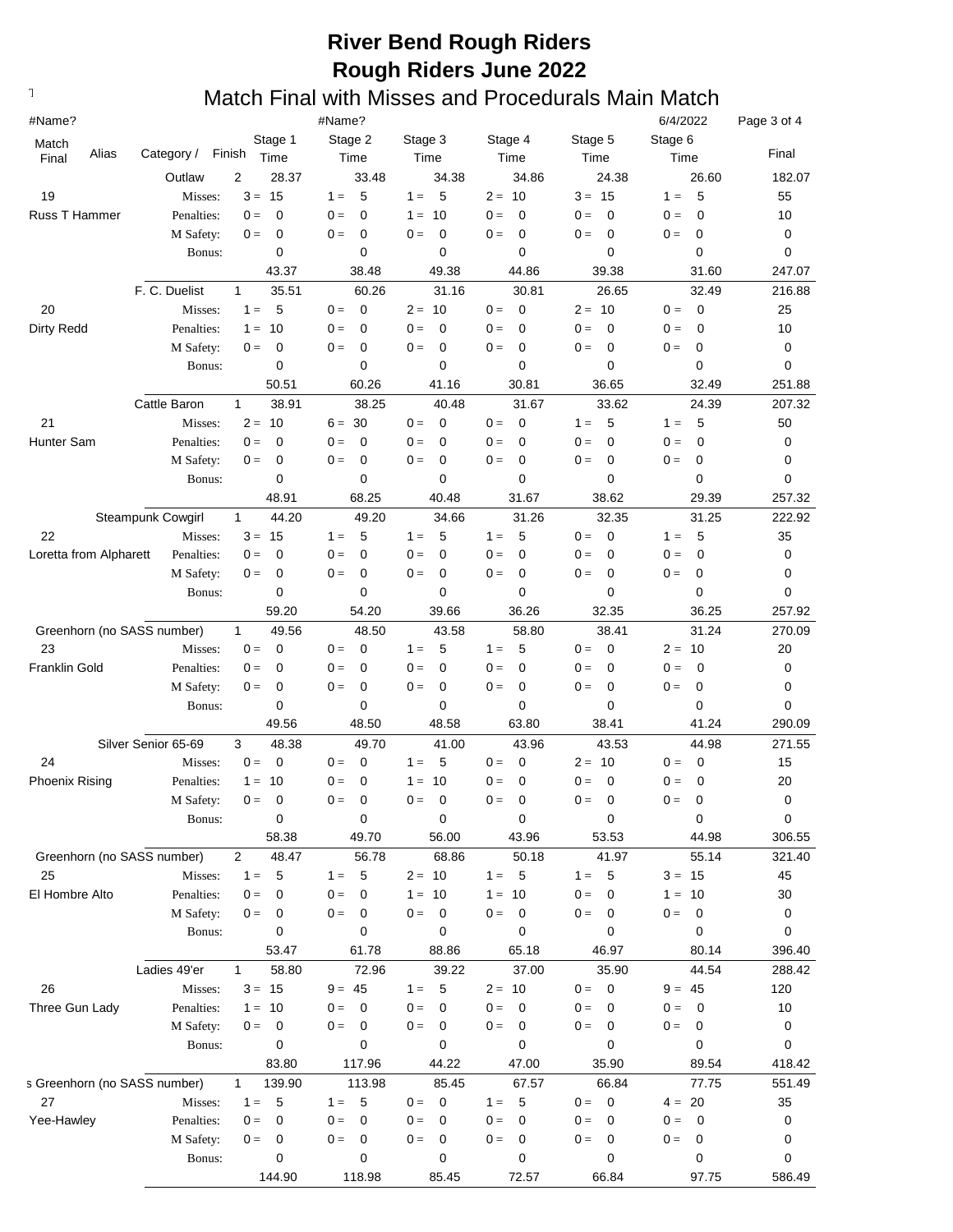# River Bend Rough Riders
## Rough Riders June 2022
### Match Final with Misses and Procedurals Main Match

#Name? #Name? 6/4/2022

| Match Final | Alias | Category / | Finish | Stage 1 Time | Stage 2 Time | Stage 3 Time | Stage 4 Time | Stage 5 Time | Stage 6 Time | Final |
|---|---|---|---|---|---|---|---|---|---|---|
| | | Outlaw | 2 | 28.37 | 33.48 | 34.38 | 34.86 | 24.38 | 26.60 | 182.07 |
| 19 | | Misses: | | 3 = 15 | 1 = 5 | 1 = 5 | 2 = 10 | 3 = 15 | 1 = 5 | 55 |
| Russ T Hammer | | Penalties: | | 0 = 0 | 0 = 0 | 1 = 10 | 0 = 0 | 0 = 0 | 0 = 0 | 10 |
| | | M Safety: | | 0 = 0 | 0 = 0 | 0 = 0 | 0 = 0 | 0 = 0 | 0 = 0 | 0 |
| | | Bonus: | | 0 | 0 | 0 | 0 | 0 | 0 | 0 |
| | | | | 43.37 | 38.48 | 49.38 | 44.86 | 39.38 | 31.60 | 247.07 |
| | | F. C. Duelist | 1 | 35.51 | 60.26 | 31.16 | 30.81 | 26.65 | 32.49 | 216.88 |
| 20 | | Misses: | | 1 = 5 | 0 = 0 | 2 = 10 | 0 = 0 | 2 = 10 | 0 = 0 | 25 |
| Dirty Redd | | Penalties: | | 1 = 10 | 0 = 0 | 0 = 0 | 0 = 0 | 0 = 0 | 0 = 0 | 10 |
| | | M Safety: | | 0 = 0 | 0 = 0 | 0 = 0 | 0 = 0 | 0 = 0 | 0 = 0 | 0 |
| | | Bonus: | | 0 | 0 | 0 | 0 | 0 | 0 | 0 |
| | | | | 50.51 | 60.26 | 41.16 | 30.81 | 36.65 | 32.49 | 251.88 |
| | | Cattle Baron | 1 | 38.91 | 38.25 | 40.48 | 31.67 | 33.62 | 24.39 | 207.32 |
| 21 | | Misses: | | 2 = 10 | 6 = 30 | 0 = 0 | 0 = 0 | 1 = 5 | 1 = 5 | 50 |
| Hunter Sam | | Penalties: | | 0 = 0 | 0 = 0 | 0 = 0 | 0 = 0 | 0 = 0 | 0 = 0 | 0 |
| | | M Safety: | | 0 = 0 | 0 = 0 | 0 = 0 | 0 = 0 | 0 = 0 | 0 = 0 | 0 |
| | | Bonus: | | 0 | 0 | 0 | 0 | 0 | 0 | 0 |
| | | | | 48.91 | 68.25 | 40.48 | 31.67 | 38.62 | 29.39 | 257.32 |
| | | Steampunk Cowgirl | 1 | 44.20 | 49.20 | 34.66 | 31.26 | 32.35 | 31.25 | 222.92 |
| 22 | | Misses: | | 3 = 15 | 1 = 5 | 1 = 5 | 1 = 5 | 0 = 0 | 1 = 5 | 35 |
| Loretta from Alpharett | | Penalties: | | 0 = 0 | 0 = 0 | 0 = 0 | 0 = 0 | 0 = 0 | 0 = 0 | 0 |
| | | M Safety: | | 0 = 0 | 0 = 0 | 0 = 0 | 0 = 0 | 0 = 0 | 0 = 0 | 0 |
| | | Bonus: | | 0 | 0 | 0 | 0 | 0 | 0 | 0 |
| | | | | 59.20 | 54.20 | 39.66 | 36.26 | 32.35 | 36.25 | 257.92 |
| | | Greenhorn (no SASS number) | 1 | 49.56 | 48.50 | 43.58 | 58.80 | 38.41 | 31.24 | 270.09 |
| 23 | | Misses: | | 0 = 0 | 0 = 0 | 1 = 5 | 1 = 5 | 0 = 0 | 2 = 10 | 20 |
| Franklin Gold | | Penalties: | | 0 = 0 | 0 = 0 | 0 = 0 | 0 = 0 | 0 = 0 | 0 = 0 | 0 |
| | | M Safety: | | 0 = 0 | 0 = 0 | 0 = 0 | 0 = 0 | 0 = 0 | 0 = 0 | 0 |
| | | Bonus: | | 0 | 0 | 0 | 0 | 0 | 0 | 0 |
| | | | | 49.56 | 48.50 | 48.58 | 63.80 | 38.41 | 41.24 | 290.09 |
| | | Silver Senior 65-69 | 3 | 48.38 | 49.70 | 41.00 | 43.96 | 43.53 | 44.98 | 271.55 |
| 24 | | Misses: | | 0 = 0 | 0 = 0 | 1 = 5 | 0 = 0 | 2 = 10 | 0 = 0 | 15 |
| Phoenix Rising | | Penalties: | | 1 = 10 | 0 = 0 | 1 = 10 | 0 = 0 | 0 = 0 | 0 = 0 | 20 |
| | | M Safety: | | 0 = 0 | 0 = 0 | 0 = 0 | 0 = 0 | 0 = 0 | 0 = 0 | 0 |
| | | Bonus: | | 0 | 0 | 0 | 0 | 0 | 0 | 0 |
| | | | | 58.38 | 49.70 | 56.00 | 43.96 | 53.53 | 44.98 | 306.55 |
| | | Greenhorn (no SASS number) | 2 | 48.47 | 56.78 | 68.86 | 50.18 | 41.97 | 55.14 | 321.40 |
| 25 | | Misses: | | 1 = 5 | 1 = 5 | 2 = 10 | 1 = 5 | 1 = 5 | 3 = 15 | 45 |
| El Hombre Alto | | Penalties: | | 0 = 0 | 0 = 0 | 1 = 10 | 1 = 10 | 0 = 0 | 1 = 10 | 30 |
| | | M Safety: | | 0 = 0 | 0 = 0 | 0 = 0 | 0 = 0 | 0 = 0 | 0 = 0 | 0 |
| | | Bonus: | | 0 | 0 | 0 | 0 | 0 | 0 | 0 |
| | | | | 53.47 | 61.78 | 88.86 | 65.18 | 46.97 | 80.14 | 396.40 |
| | | Ladies 49'er | 1 | 58.80 | 72.96 | 39.22 | 37.00 | 35.90 | 44.54 | 288.42 |
| 26 | | Misses: | | 3 = 15 | 9 = 45 | 1 = 5 | 2 = 10 | 0 = 0 | 9 = 45 | 120 |
| Three Gun Lady | | Penalties: | | 1 = 10 | 0 = 0 | 0 = 0 | 0 = 0 | 0 = 0 | 0 = 0 | 10 |
| | | M Safety: | | 0 = 0 | 0 = 0 | 0 = 0 | 0 = 0 | 0 = 0 | 0 = 0 | 0 |
| | | Bonus: | | 0 | 0 | 0 | 0 | 0 | 0 | 0 |
| | | | | 83.80 | 117.96 | 44.22 | 47.00 | 35.90 | 89.54 | 418.42 |
| | | s Greenhorn (no SASS number) | 1 | 139.90 | 113.98 | 85.45 | 67.57 | 66.84 | 77.75 | 551.49 |
| 27 | | Misses: | | 1 = 5 | 1 = 5 | 0 = 0 | 1 = 5 | 0 = 0 | 4 = 20 | 35 |
| Yee-Hawley | | Penalties: | | 0 = 0 | 0 = 0 | 0 = 0 | 0 = 0 | 0 = 0 | 0 = 0 | 0 |
| | | M Safety: | | 0 = 0 | 0 = 0 | 0 = 0 | 0 = 0 | 0 = 0 | 0 = 0 | 0 |
| | | Bonus: | | 0 | 0 | 0 | 0 | 0 | 0 | 0 |
| | | | | 144.90 | 118.98 | 85.45 | 72.57 | 66.84 | 97.75 | 586.49 |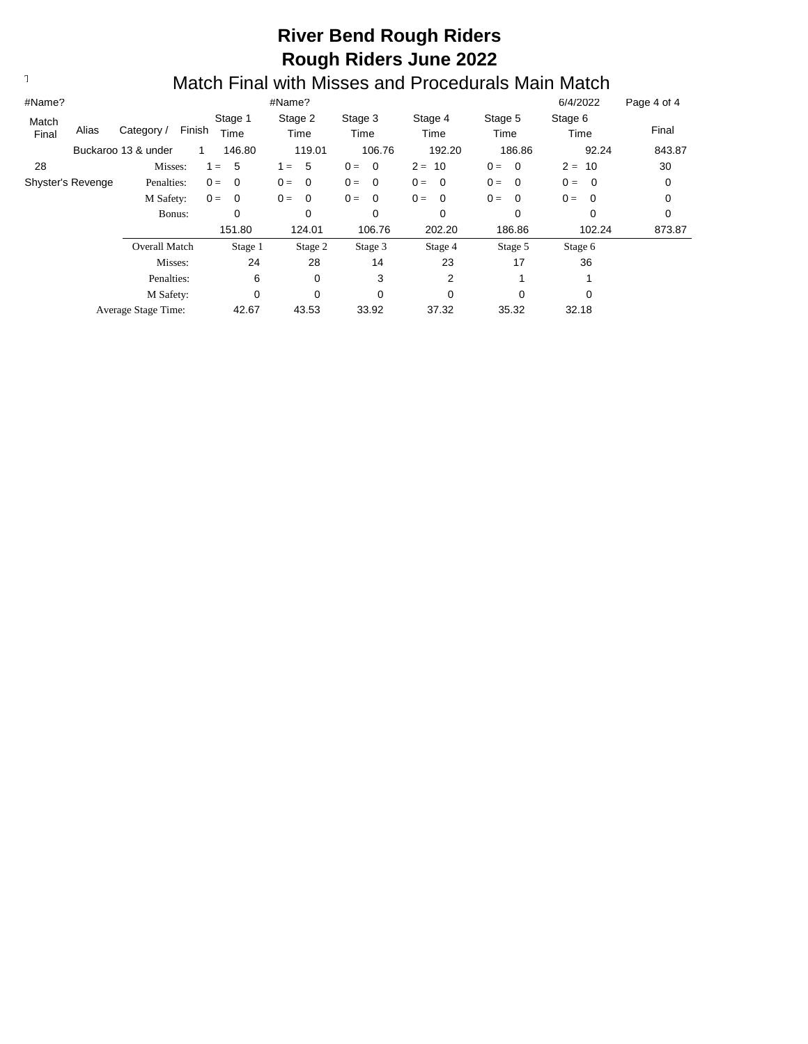# River Bend Rough Riders
## Rough Riders June 2022
### Match Final with Misses and Procedurals Main Match

#Name? #Name? 6/4/2022

| Match Final | Alias | Category / | Finish | Stage 1 Time | Stage 2 Time | Stage 3 Time | Stage 4 Time | Stage 5 Time | Stage 6 Time | Final |
|---|---|---|---|---|---|---|---|---|---|---|
| | | Buckaroo 13 & under | 1 | 146.80 | 119.01 | 106.76 | 192.20 | 186.86 | 92.24 | 843.87 |
| 28 | | Misses: | | 1 = 5 | 1 = 5 | 0 = 0 | 2 = 10 | 0 = 0 | 2 = 10 | 30 |
| Shyster's Revenge | | Penalties: | | 0 = 0 | 0 = 0 | 0 = 0 | 0 = 0 | 0 = 0 | 0 = 0 | 0 |
| | | M Safety: | | 0 = 0 | 0 = 0 | 0 = 0 | 0 = 0 | 0 = 0 | 0 = 0 | 0 |
| | | Bonus: | | 0 | 0 | 0 | 0 | 0 | 0 | 0 |
| | | | | 151.80 | 124.01 | 106.76 | 202.20 | 186.86 | 102.24 | 873.87 |

| Overall Match | Stage 1 | Stage 2 | Stage 3 | Stage 4 | Stage 5 | Stage 6 |
|---|---|---|---|---|---|---|
| Misses: | 24 | 28 | 14 | 23 | 17 | 36 |
| Penalties: | 6 | 0 | 3 | 2 | 1 | 1 |
| M Safety: | 0 | 0 | 0 | 0 | 0 | 0 |
| Average Stage Time: | 42.67 | 43.53 | 33.92 | 37.32 | 35.32 | 32.18 |